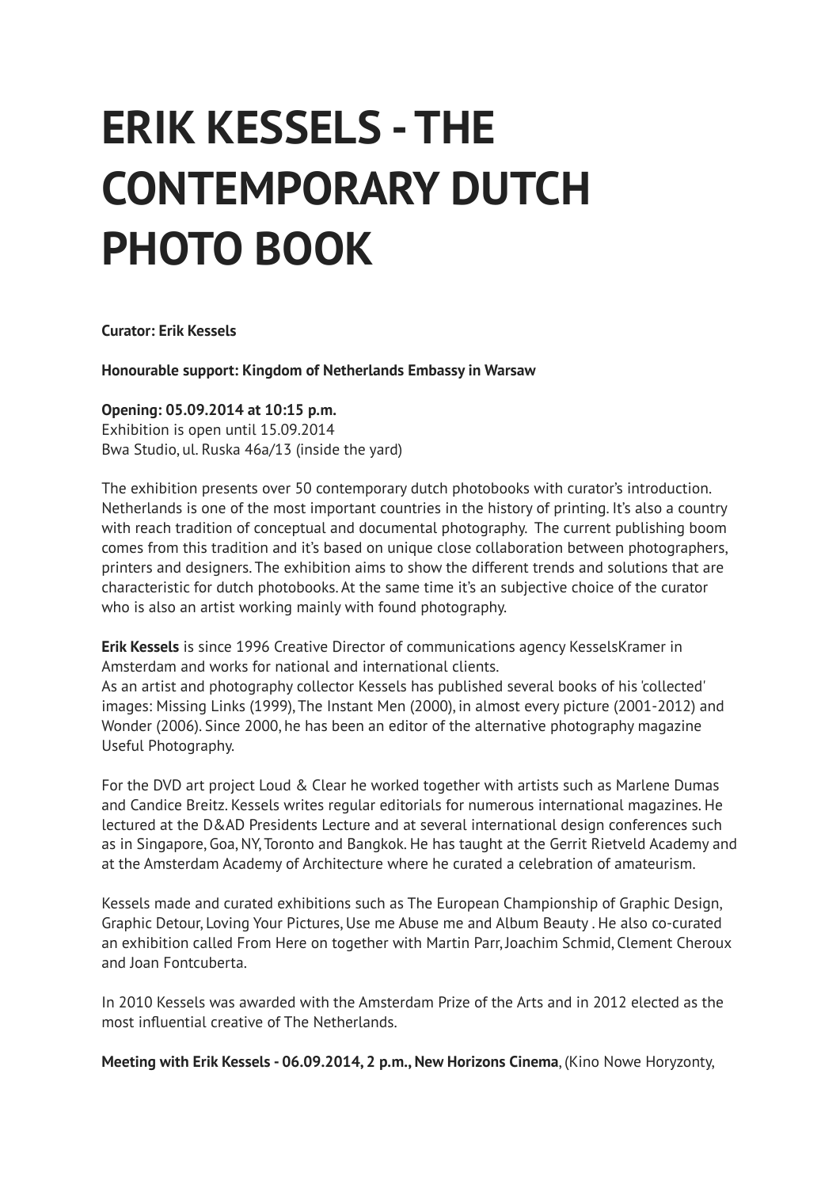# ERIK KESSELS - THE CONTEMPORARY DUTCH PHOTO BOOK

**Curator: Erik Kessels**

**Honourable support: Kingdom of Netherlands Embassy in Warsaw**

**Opening: 05.09.2014 at 10:15 p.m.**
Exhibition is open until 15.09.2014
Bwa Studio, ul. Ruska 46a/13 (inside the yard)

The exhibition presents over 50 contemporary dutch photobooks with curator's introduction. Netherlands is one of the most important countries in the history of printing. It's also a country with reach tradition of conceptual and documental photography. The current publishing boom comes from this tradition and it's based on unique close collaboration between photographers, printers and designers. The exhibition aims to show the different trends and solutions that are characteristic for dutch photobooks. At the same time it's an subjective choice of the curator who is also an artist working mainly with found photography.

**Erik Kessels** is since 1996 Creative Director of communications agency KesselsKramer in Amsterdam and works for national and international clients.
As an artist and photography collector Kessels has published several books of his 'collected' images: Missing Links (1999), The Instant Men (2000), in almost every picture (2001-2012) and Wonder (2006). Since 2000, he has been an editor of the alternative photography magazine Useful Photography.

For the DVD art project Loud & Clear he worked together with artists such as Marlene Dumas and Candice Breitz. Kessels writes regular editorials for numerous international magazines. He lectured at the D&AD Presidents Lecture and at several international design conferences such as in Singapore, Goa, NY, Toronto and Bangkok. He has taught at the Gerrit Rietveld Academy and at the Amsterdam Academy of Architecture where he curated a celebration of amateurism.

Kessels made and curated exhibitions such as The European Championship of Graphic Design, Graphic Detour, Loving Your Pictures, Use me Abuse me and Album Beauty . He also co-curated an exhibition called From Here on together with Martin Parr, Joachim Schmid, Clement Cheroux and Joan Fontcuberta.

In 2010 Kessels was awarded with the Amsterdam Prize of the Arts and in 2012 elected as the most influential creative of The Netherlands.

**Meeting with Erik Kessels - 06.09.2014, 2 p.m., New Horizons Cinema**, (Kino Nowe Horyzonty,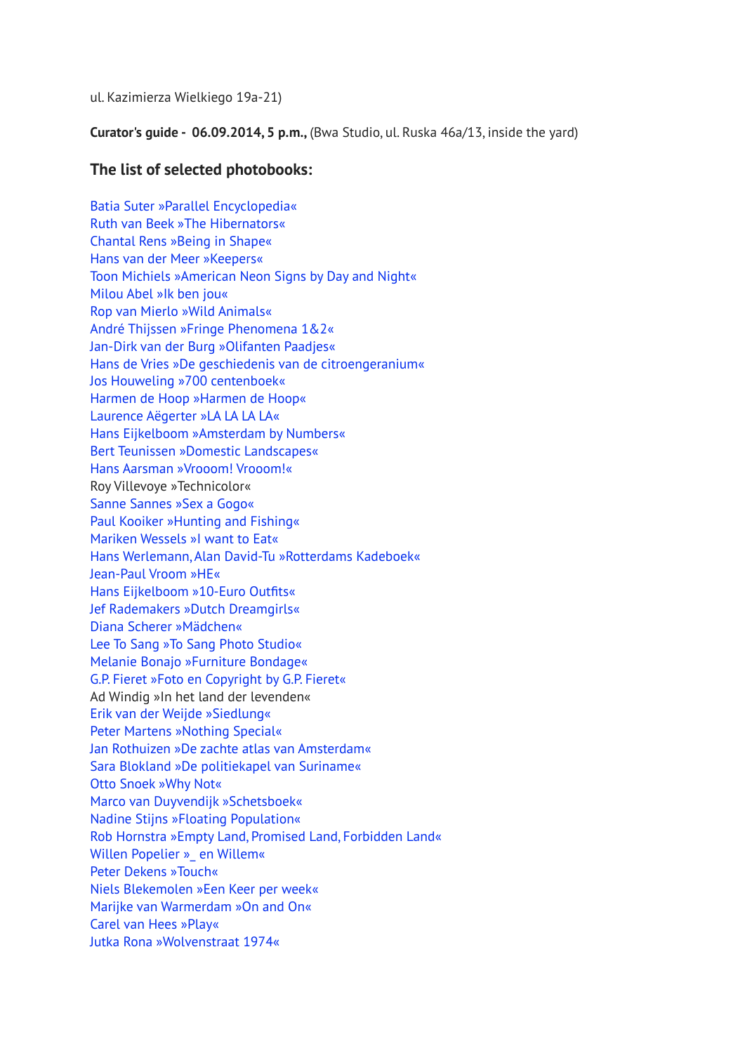ul. Kazimierza Wielkiego 19a-21)

**Curator's guide - 06.09.2014, 5 p.m.,** (Bwa Studio, ul. Ruska 46a/13, inside the yard)

## The list of selected photobooks:

Batia Suter »Parallel Encyclopedia«
Ruth van Beek »The Hibernators«
Chantal Rens »Being in Shape«
Hans van der Meer »Keepers«
Toon Michiels »American Neon Signs by Day and Night«
Milou Abel »Ik ben jou«
Rop van Mierlo »Wild Animals«
André Thijssen »Fringe Phenomena 1&2«
Jan-Dirk van der Burg »Olifanten Paadjes«
Hans de Vries »De geschiedenis van de citroengeranium«
Jos Houweling »700 centenboek«
Harmen de Hoop »Harmen de Hoop«
Laurence Aëgerter »LA LA LA LA«
Hans Eijkelboom »Amsterdam by Numbers«
Bert Teunissen »Domestic Landscapes«
Hans Aarsman »Vrooom! Vrooom!«
Roy Villevoye »Technicolor«
Sanne Sannes »Sex a Gogo«
Paul Kooiker »Hunting and Fishing«
Mariken Wessels »I want to Eat«
Hans Werlemann, Alan David-Tu »Rotterdams Kadeboek«
Jean-Paul Vroom »HE«
Hans Eijkelboom »10-Euro Outfits«
Jef Rademakers »Dutch Dreamgirls«
Diana Scherer »Mädchen«
Lee To Sang »To Sang Photo Studio«
Melanie Bonajo »Furniture Bondage«
G.P. Fieret »Foto en Copyright by G.P. Fieret«
Ad Windig »In het land der levenden«
Erik van der Weijde »Siedlung«
Peter Martens »Nothing Special«
Jan Rothuizen »De zachte atlas van Amsterdam«
Sara Blokland »De politiekapel van Suriname«
Otto Snoek »Why Not«
Marco van Duyvendijk »Schetsboek«
Nadine Stijns »Floating Population«
Rob Hornstra »Empty Land, Promised Land, Forbidden Land«
Willen Popelier »_ en Willem«
Peter Dekens »Touch«
Niels Blekemolen »Een Keer per week«
Marijke van Warmerdam »On and On«
Carel van Hees »Play«
Jutka Rona »Wolvenstraat 1974«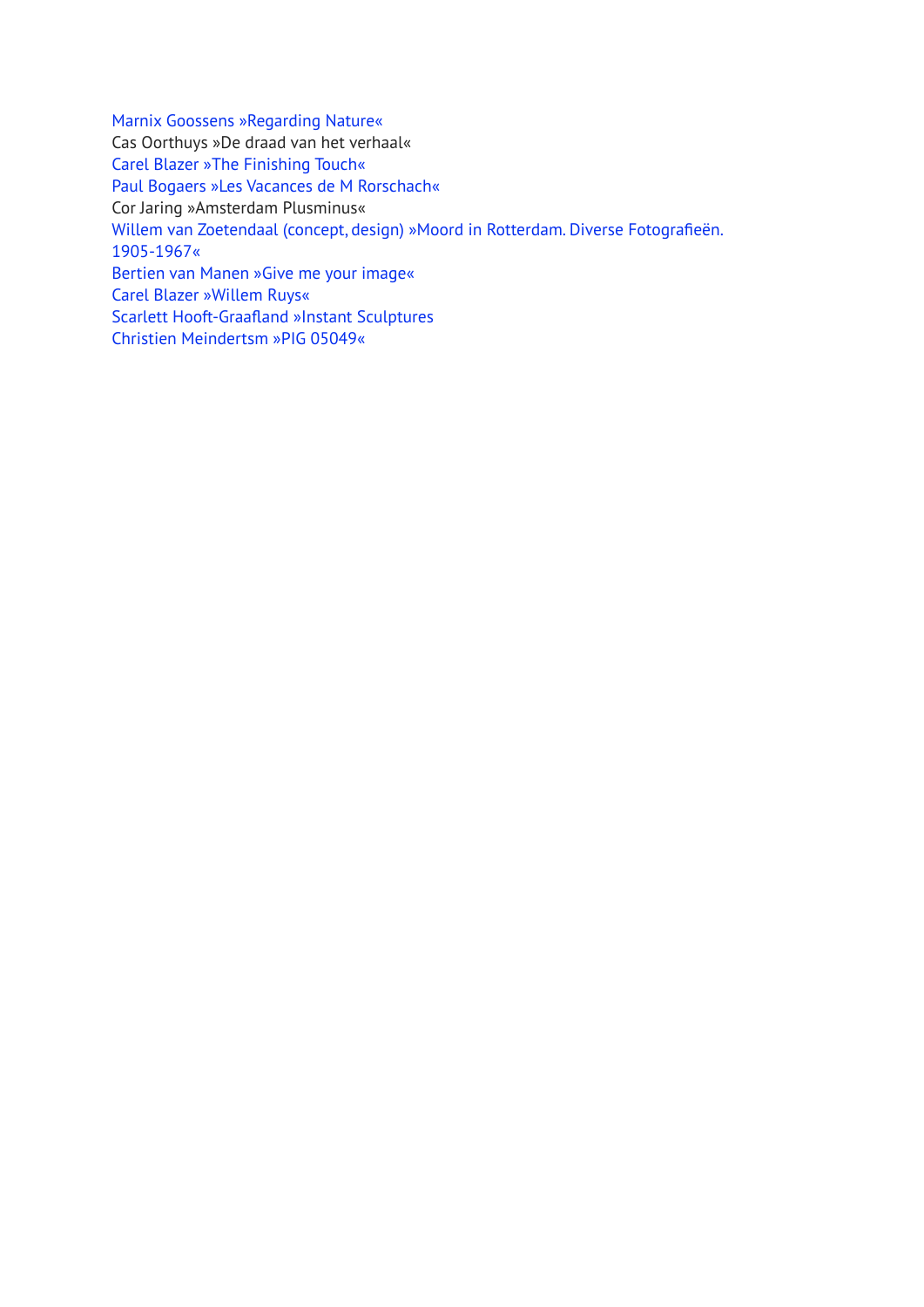Marnix Goossens »Regarding Nature«  
Cas Oorthuys »De draad van het verhaal«  
Carel Blazer »The Finishing Touch«  
Paul Bogaers »Les Vacances de M Rorschach«  
Cor Jaring »Amsterdam Plusminus«  
Willem van Zoetendaal (concept, design) »Moord in Rotterdam. Diverse Fotografieën. 1905-1967«  
Bertien van Manen »Give me your image«  
Carel Blazer »Willem Ruys«  
Scarlett Hooft-Graafland »Instant Sculptures  
Christien Meindertsm »PIG 05049«